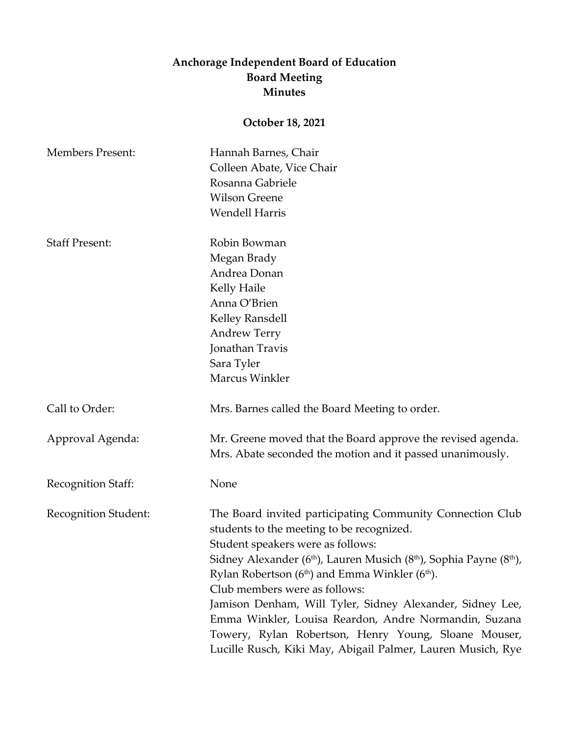# Anchorage Independent Board of Education
## Board Meeting
## Minutes

**October 18, 2021**

| | |
|---|---|
| Members Present: | Hannah Barnes, Chair<br>Colleen Abate, Vice Chair<br>Rosanna Gabriele<br>Wilson Greene<br>Wendell Harris |
| Staff Present: | Robin Bowman<br>Megan Brady<br>Andrea Donan<br>Kelly Haile<br>Anna O'Brien<br>Kelley Ransdell<br>Andrew Terry<br>Jonathan Travis<br>Sara Tyler<br>Marcus Winkler |
| Call to Order: | Mrs. Barnes called the Board Meeting to order. |
| Approval Agenda: | Mr. Greene moved that the Board approve the revised agenda. Mrs. Abate seconded the motion and it passed unanimously. |
| Recognition Staff: | None |
| Recognition Student: | The Board invited participating Community Connection Club students to the meeting to be recognized.<br>Student speakers were as follows:<br>Sidney Alexander (6th), Lauren Musich (8th), Sophia Payne (8th), Rylan Robertson (6th) and Emma Winkler (6th).<br>Club members were as follows:<br>Jamison Denham, Will Tyler, Sidney Alexander, Sidney Lee, Emma Winkler, Louisa Reardon, Andre Normandin, Suzana Towery, Rylan Robertson, Henry Young, Sloane Mouser, Lucille Rusch, Kiki May, Abigail Palmer, Lauren Musich, Rye |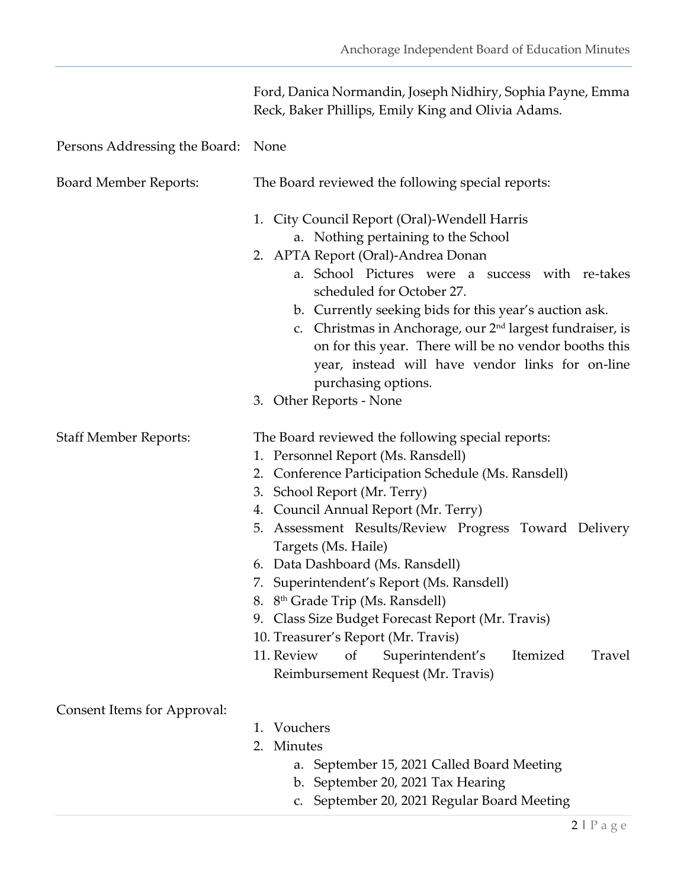Ford, Danica Normandin, Joseph Nidhiry, Sophia Payne, Emma Reck, Baker Phillips, Emily King and Olivia Adams.

**Persons Addressing the Board:** None

**Board Member Reports:** The Board reviewed the following special reports:

1. City Council Report (Oral)-Wendell Harris
   a. Nothing pertaining to the School
2. APTA Report (Oral)-Andrea Donan
   a. School Pictures were a success with re-takes scheduled for October 27.
   b. Currently seeking bids for this year's auction ask.
   c. Christmas in Anchorage, our 2nd largest fundraiser, is on for this year. There will be no vendor booths this year, instead will have vendor links for on-line purchasing options.
3. Other Reports - None

**Staff Member Reports:** The Board reviewed the following special reports:

1. Personnel Report (Ms. Ransdell)
2. Conference Participation Schedule (Ms. Ransdell)
3. School Report (Mr. Terry)
4. Council Annual Report (Mr. Terry)
5. Assessment Results/Review Progress Toward Delivery Targets (Ms. Haile)
6. Data Dashboard (Ms. Ransdell)
7. Superintendent's Report (Ms. Ransdell)
8. 8th Grade Trip (Ms. Ransdell)
9. Class Size Budget Forecast Report (Mr. Travis)
10. Treasurer's Report (Mr. Travis)
11. Review of Superintendent's Itemized Travel Reimbursement Request (Mr. Travis)

**Consent Items for Approval:**

1. Vouchers
2. Minutes
   a. September 15, 2021 Called Board Meeting
   b. September 20, 2021 Tax Hearing
   c. September 20, 2021 Regular Board Meeting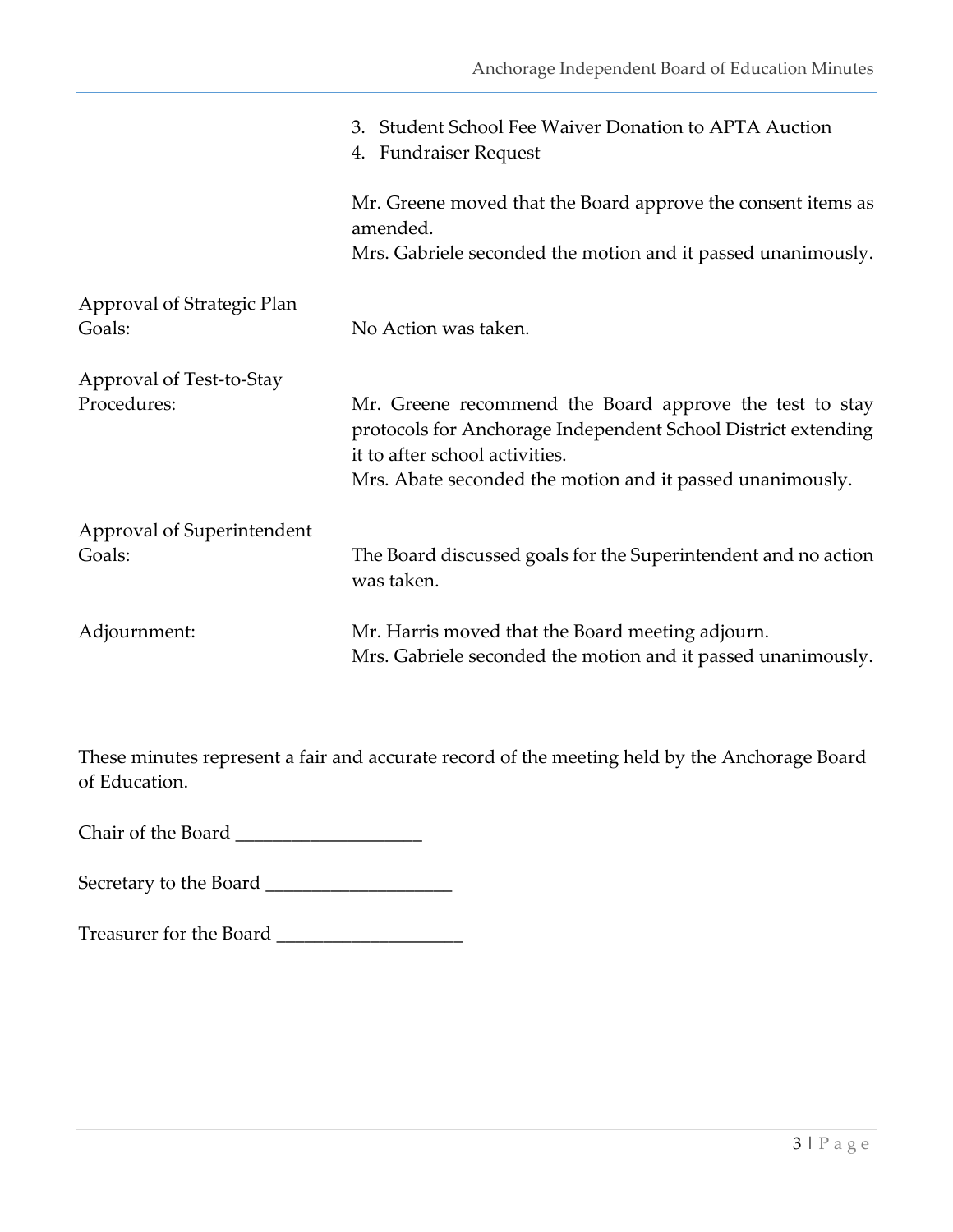3. Student School Fee Waiver Donation to APTA Auction
4. Fundraiser Request

Mr. Greene moved that the Board approve the consent items as amended.
Mrs. Gabriele seconded the motion and it passed unanimously.

| | |
|---|---|
| Approval of Strategic Plan Goals: | No Action was taken. |
| Approval of Test-to-Stay Procedures: | Mr. Greene recommend the Board approve the test to stay protocols for Anchorage Independent School District extending it to after school activities.<br>Mrs. Abate seconded the motion and it passed unanimously. |
| Approval of Superintendent Goals: | The Board discussed goals for the Superintendent and no action was taken. |
| Adjournment: | Mr. Harris moved that the Board meeting adjourn.<br>Mrs. Gabriele seconded the motion and it passed unanimously. |

These minutes represent a fair and accurate record of the meeting held by the Anchorage Board of Education.

Chair of the Board ___________________

Secretary to the Board ___________________

Treasurer for the Board ___________________